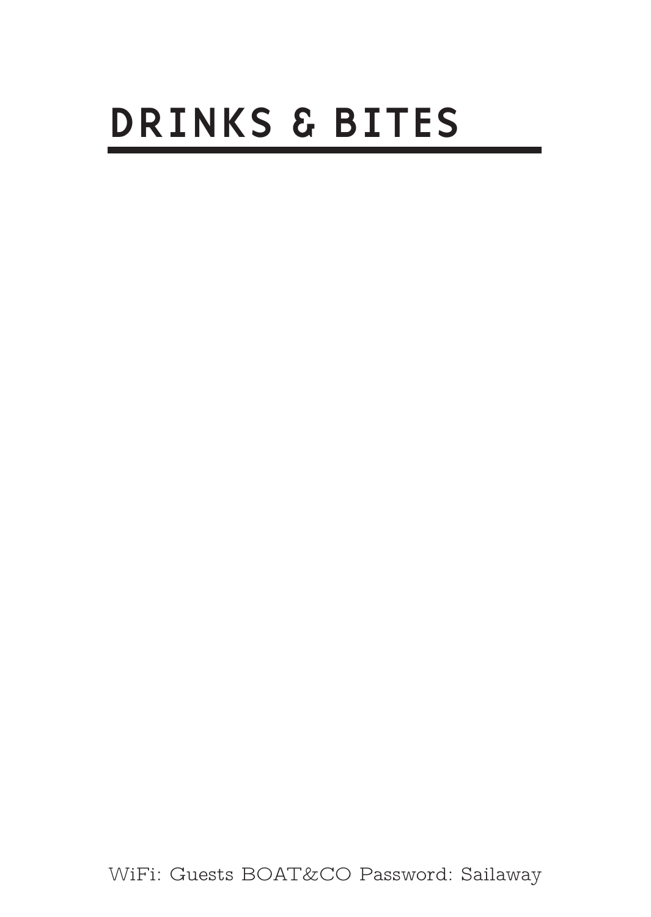# DRINKS & BITES

WiFi: Guests BOAT&CO Password: Sailaway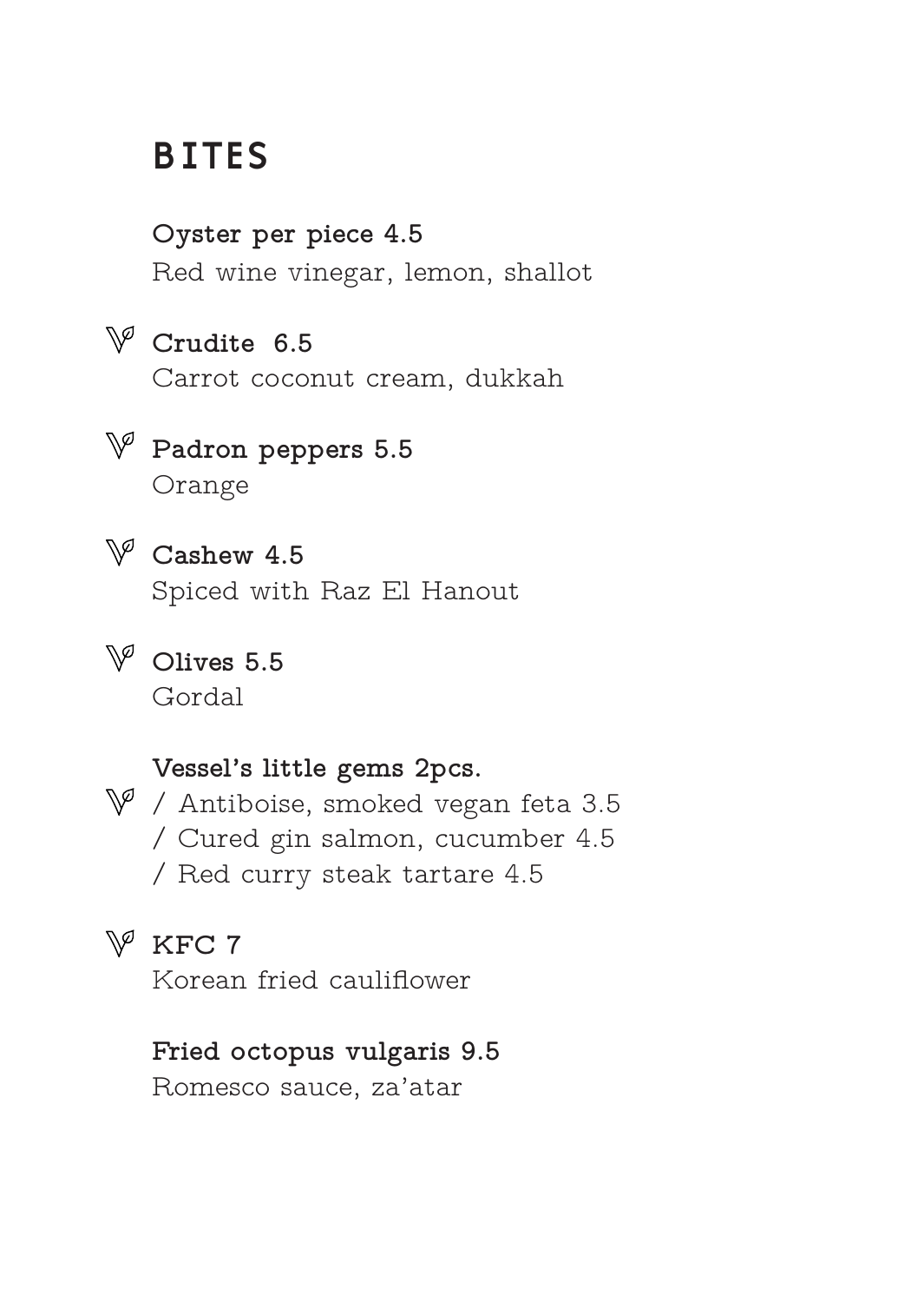# BITES

**Oyster per piece 4.5**
Red wine vinegar, lemon, shallot

**Crudite  6.5**
Carrot coconut cream, dukkah

**Padron peppers 5.5**
Orange

**Cashew 4.5**
Spiced with Raz El Hanout

**Olives 5.5**
Gordal

**Vessel's little gems 2pcs.**
/ Antiboise, smoked vegan feta 3.5
/ Cured gin salmon, cucumber 4.5
/ Red curry steak tartare 4.5

**KFC 7**
Korean fried cauliflower

**Fried octopus vulgaris 9.5**
Romesco sauce, za'atar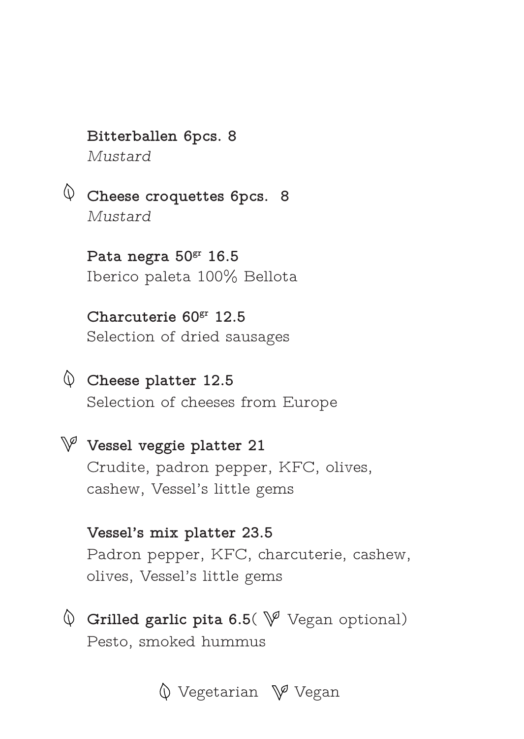**Bitterballen 6pcs. 8**
*Mustard*

🌿 **Cheese croquettes 6pcs. 8**
*Mustard*

**Pata negra 50gr 16.5**
Iberico paleta 100% Bellota

**Charcuterie 60gr 12.5**
Selection of dried sausages

🌿 **Cheese platter 12.5**
Selection of cheeses from Europe

Ⓥ **Vessel veggie platter 21**
Crudite, padron pepper, KFC, olives, cashew, Vessel's little gems

**Vessel's mix platter 23.5**
Padron pepper, KFC, charcuterie, cashew, olives, Vessel's little gems

🌿 **Grilled garlic pita 6.5**( Ⓥ Vegan optional)
Pesto, smoked hummus

🌿 Vegetarian Ⓥ Vegan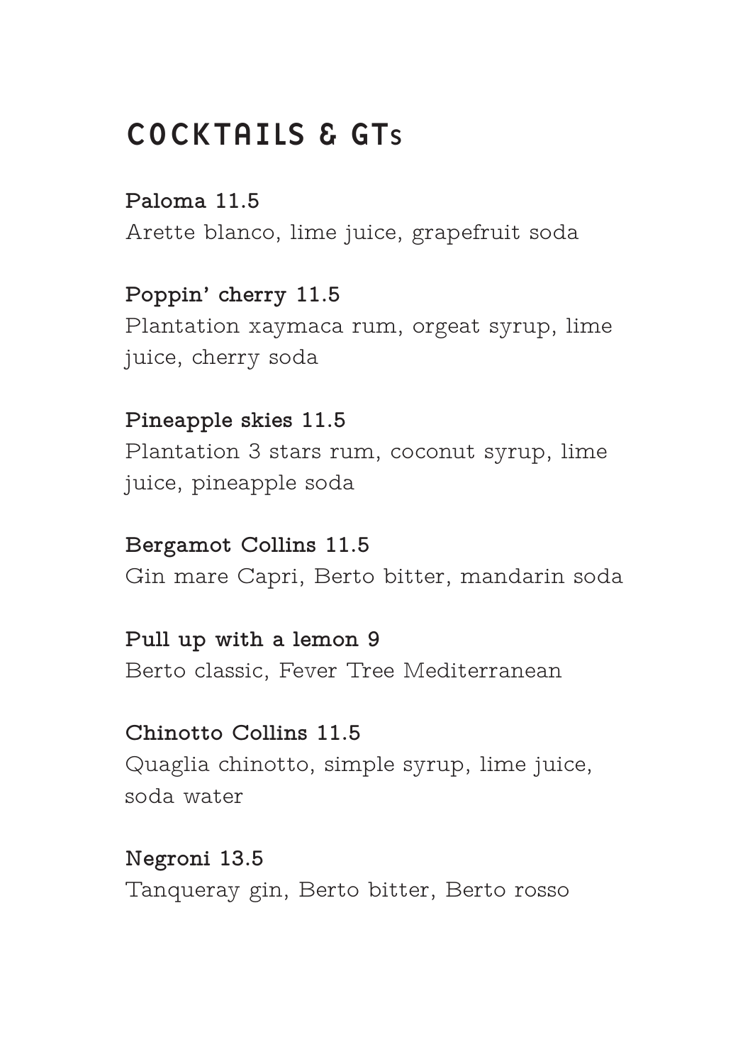# COCKTAILS & GTs

**Paloma 11.5**
Arette blanco, lime juice, grapefruit soda

**Poppin' cherry 11.5**
Plantation xaymaca rum, orgeat syrup, lime juice, cherry soda

**Pineapple skies 11.5**
Plantation 3 stars rum, coconut syrup, lime juice, pineapple soda

**Bergamot Collins 11.5**
Gin mare Capri, Berto bitter, mandarin soda

**Pull up with a lemon 9**
Berto classic, Fever Tree Mediterranean

**Chinotto Collins 11.5**
Quaglia chinotto, simple syrup, lime juice, soda water

**Negroni 13.5**
Tanqueray gin, Berto bitter, Berto rosso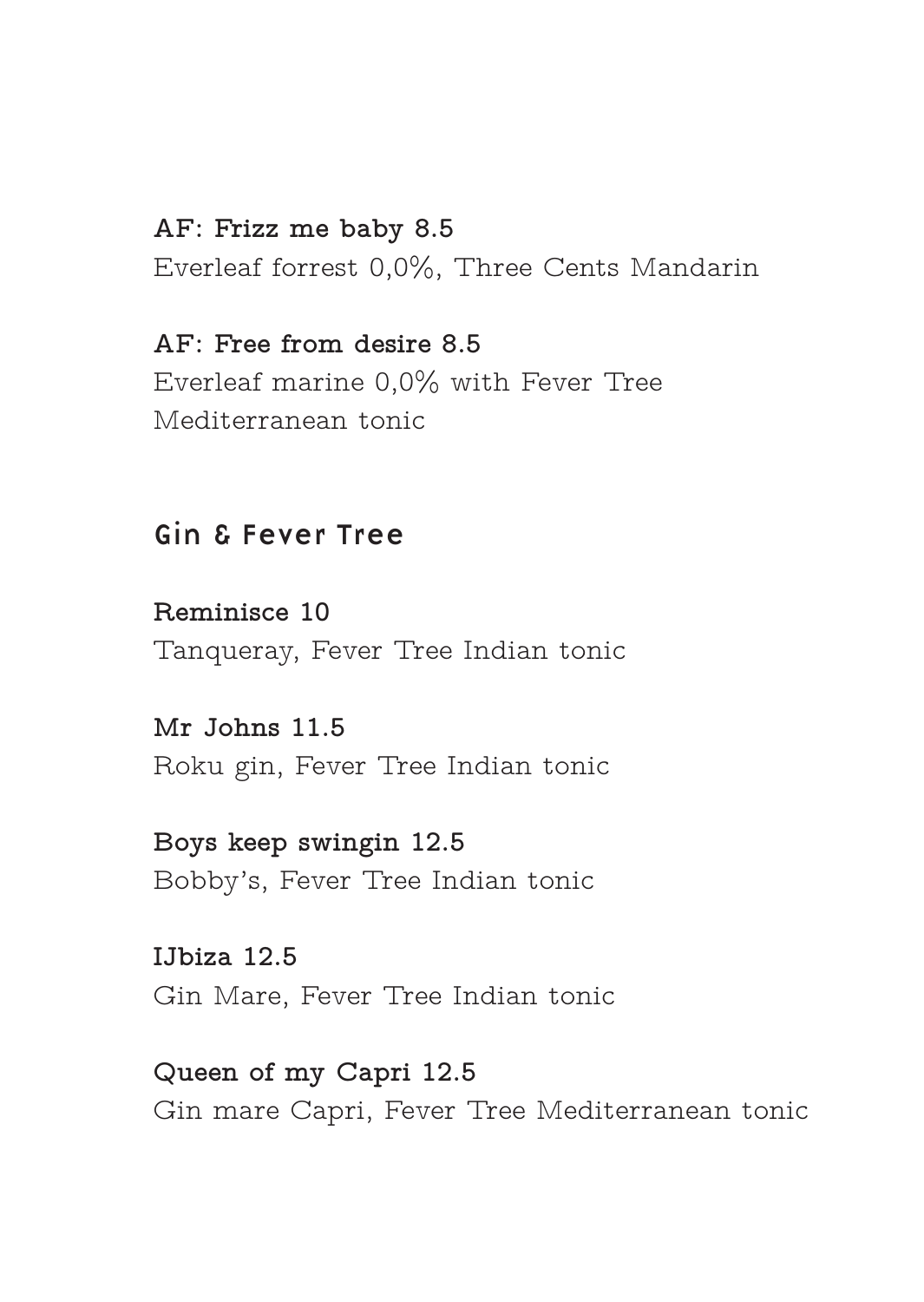**AF: Frizz me baby 8.5**
Everleaf forrest 0,0%, Three Cents Mandarin

**AF: Free from desire 8.5**
Everleaf marine 0,0% with Fever Tree Mediterranean tonic

## Gin & Fever Tree

**Reminisce 10**
Tanqueray, Fever Tree Indian tonic

**Mr Johns 11.5**
Roku gin, Fever Tree Indian tonic

**Boys keep swingin 12.5**
Bobby's, Fever Tree Indian tonic

**IJbiza 12.5**
Gin Mare, Fever Tree Indian tonic

**Queen of my Capri 12.5**
Gin mare Capri, Fever Tree Mediterranean tonic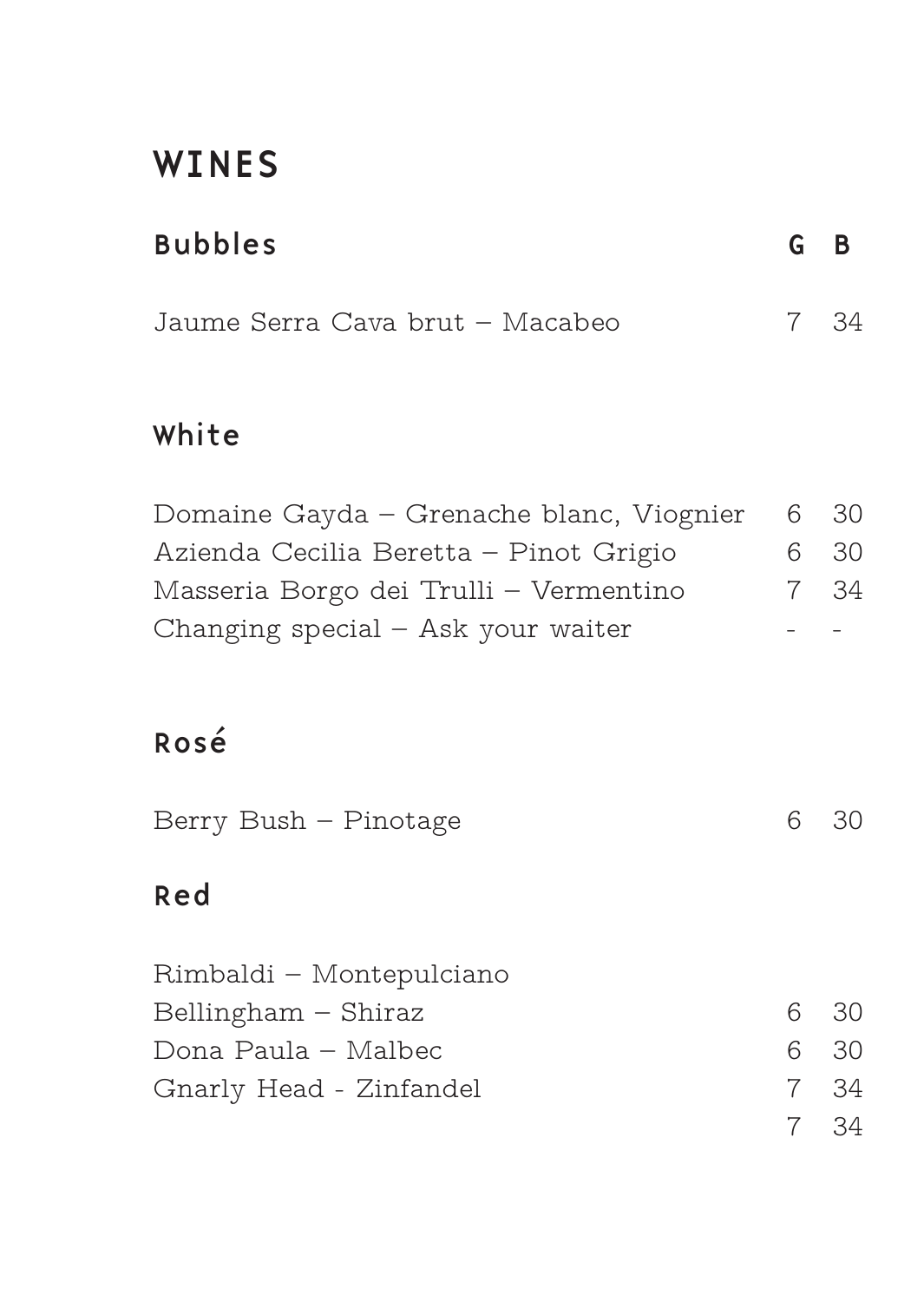# WINES

## Bubbles

| | G | B |
|---|---|---|
| Jaume Serra Cava brut – Macabeo | 7 | 34 |

## White

| | | |
|---|---|---|
| Domaine Gayda – Grenache blanc, Viognier | 6 | 30 |
| Azienda Cecilia Beretta – Pinot Grigio | 6 | 30 |
| Masseria Borgo dei Trulli – Vermentino | 7 | 34 |
| Changing special – Ask your waiter | - | - |

## Rosé

| | | |
|---|---|---|
| Berry Bush – Pinotage | 6 | 30 |

## Red

| | | |
|---|---|---|
| Rimbaldi – Montepulciano | | |
| Bellingham – Shiraz | 6 | 30 |
| Dona Paula – Malbec | 6 | 30 |
| Gnarly Head - Zinfandel | 7 | 34 |
| | 7 | 34 |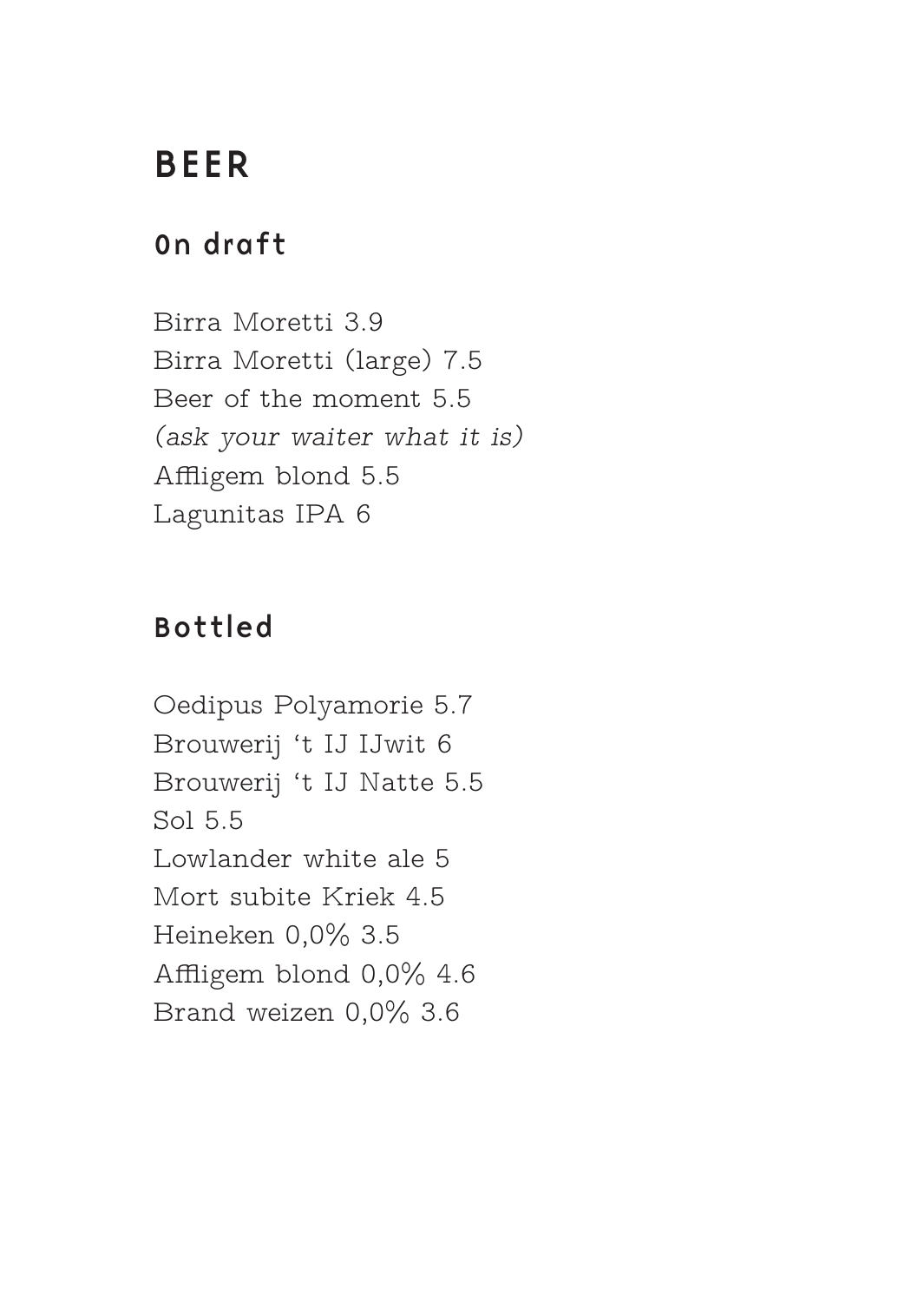# BEER

## On draft

Birra Moretti 3.9
Birra Moretti (large) 7.5
Beer of the moment 5.5
*(ask your waiter what it is)*
Affligem blond 5.5
Lagunitas IPA 6

## Bottled

Oedipus Polyamorie 5.7
Brouwerij 't IJ IJwit 6
Brouwerij 't IJ Natte 5.5
Sol 5.5
Lowlander white ale 5
Mort subite Kriek 4.5
Heineken 0,0% 3.5
Affligem blond 0,0% 4.6
Brand weizen 0,0% 3.6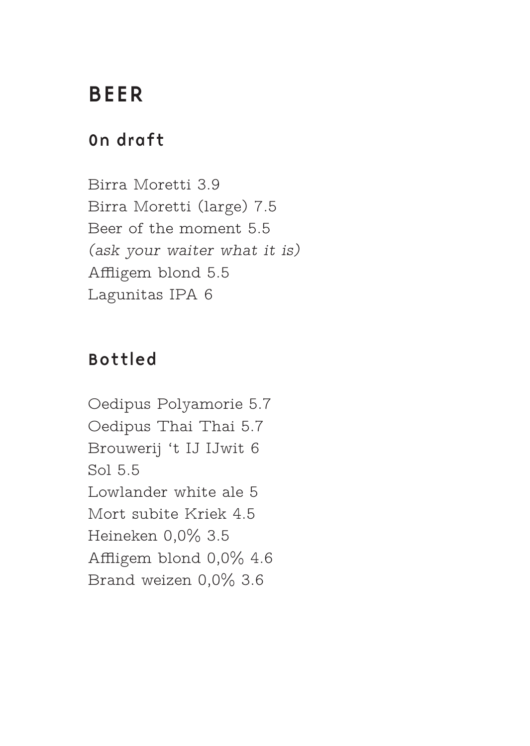# BEER

## On draft

Birra Moretti 3.9
Birra Moretti (large) 7.5
Beer of the moment 5.5
*(ask your waiter what it is)*
Affligem blond 5.5
Lagunitas IPA 6

## Bottled

Oedipus Polyamorie 5.7
Oedipus Thai Thai 5.7
Brouwerij 't IJ IJwit 6
Sol 5.5
Lowlander white ale 5
Mort subite Kriek 4.5
Heineken 0,0% 3.5
Affligem blond 0,0% 4.6
Brand weizen 0,0% 3.6